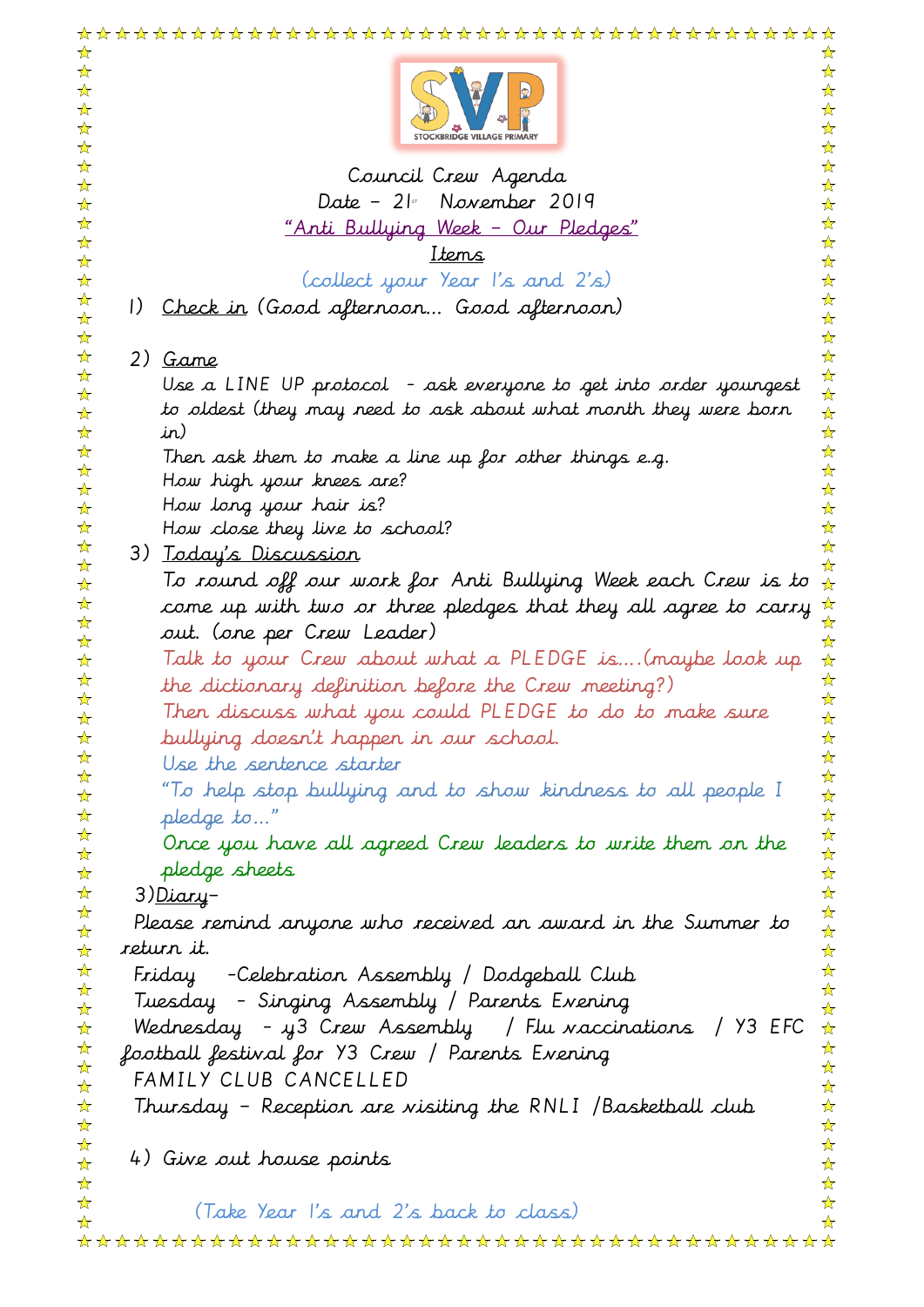Council Crew Agenda

Date – 21st November 2019

"Anti Bullying Week – Our Pledges"

Items

(collect your Year 1's and 2's)

1) Check in (Good afternoon… Good afternoon)

2) Game

   Use a LINE UP protocol – ask everyone to get into order youngest to oldest (they may need to ask about what month they were born in)

   Then ask them to make a line up for other things e.g.

   How high your knees are?

   How long your hair is?

   How close they live to school?

3) Today's Discussion

   To round off our work for Anti Bullying Week each Crew is to come up with two or three pledges that they all agree to carry out. (one per Crew Leader)

   Talk to your Crew about what a PLEDGE is….(maybe look up the dictionary definition before the Crew meeting?)

   Then discuss what you could PLEDGE to do to make sure bullying doesn't happen in our school.

   Use the sentence starter

   "To help stop bullying and to show kindness to all people I pledge to…"

   Once you have all agreed Crew leaders to write them on the pledge sheets

3) Diary–

Please remind anyone who received an award in the Summer to return it.

Friday -Celebration Assembly / Dodgeball Club

Tuesday - Singing Assembly / Parents Evening

Wednesday - y3 Crew Assembly / Flu vaccinations / Y3 EFC football festival for Y3 Crew / Parents Evening

FAMILY CLUB CANCELLED

Thursday – Reception are visiting the RNLI /Basketball club

4) Give out house points

(Take Year 1's and 2's back to class)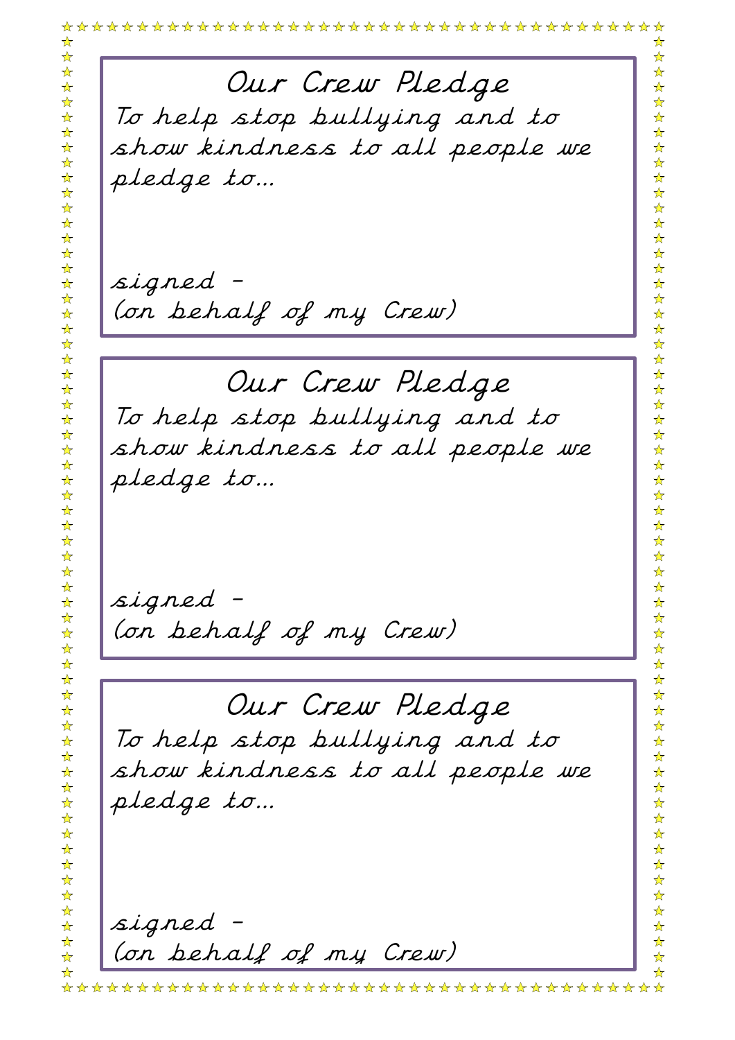## Our Crew Pledge

To help stop bullying and to show kindness to all people we pledge to...

signed -
(on behalf of my Crew)

## Our Crew Pledge

To help stop bullying and to show kindness to all people we pledge to...

signed -
(on behalf of my Crew)

## Our Crew Pledge

To help stop bullying and to show kindness to all people we pledge to...

signed -
(on behalf of my Crew)